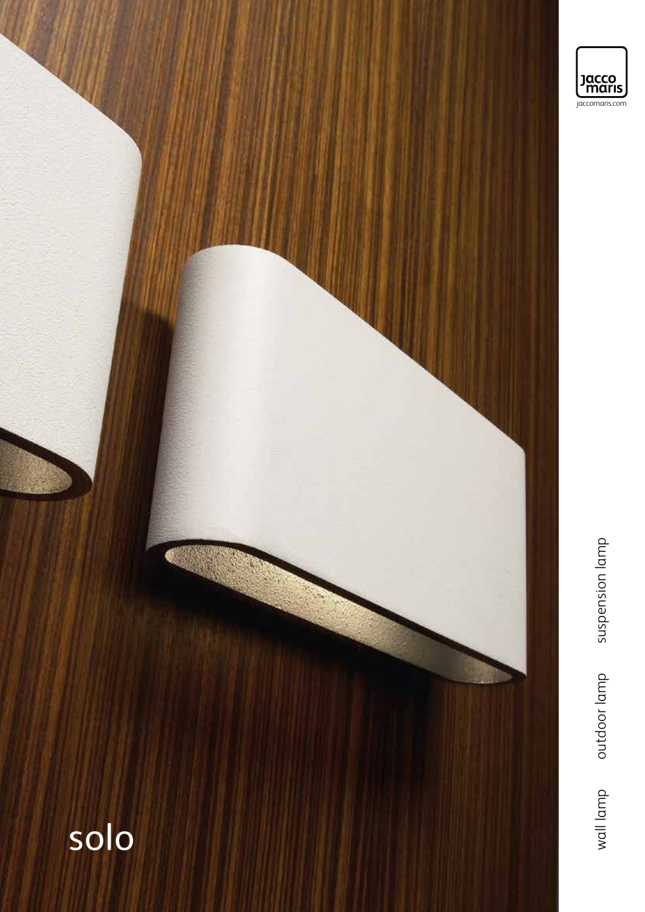jacco maris

jaccomaris.com

# solo

wall lamp outdoor lamp suspension lamp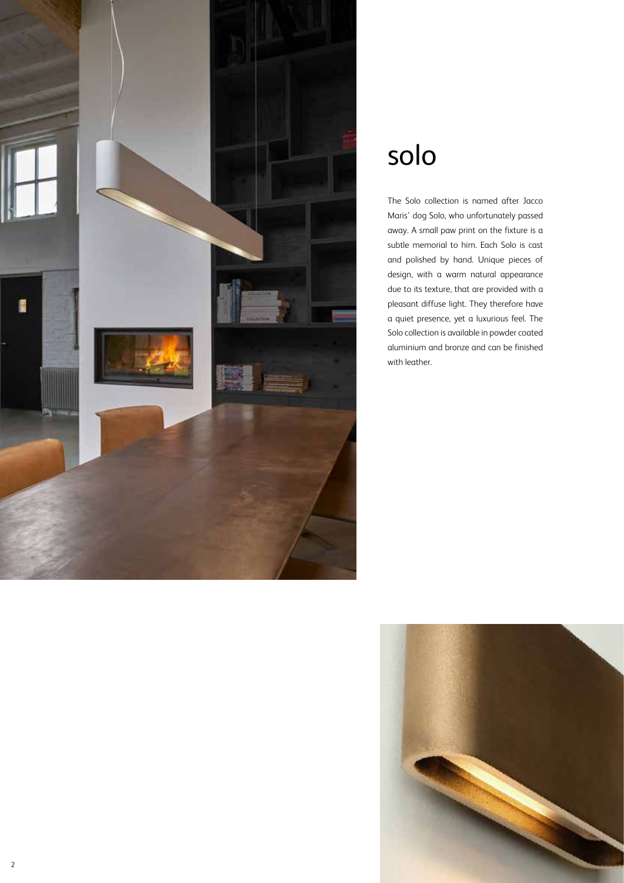# solo

The Solo collection is named after Jacco Maris' dog Solo, who unfortunately passed away. A small paw print on the fixture is a subtle memorial to him. Each Solo is cast and polished by hand. Unique pieces of design, with a warm natural appearance due to its texture, that are provided with a pleasant diffuse light. They therefore have a quiet presence, yet a luxurious feel. The Solo collection is available in powder coated aluminium and bronze and can be finished with leather.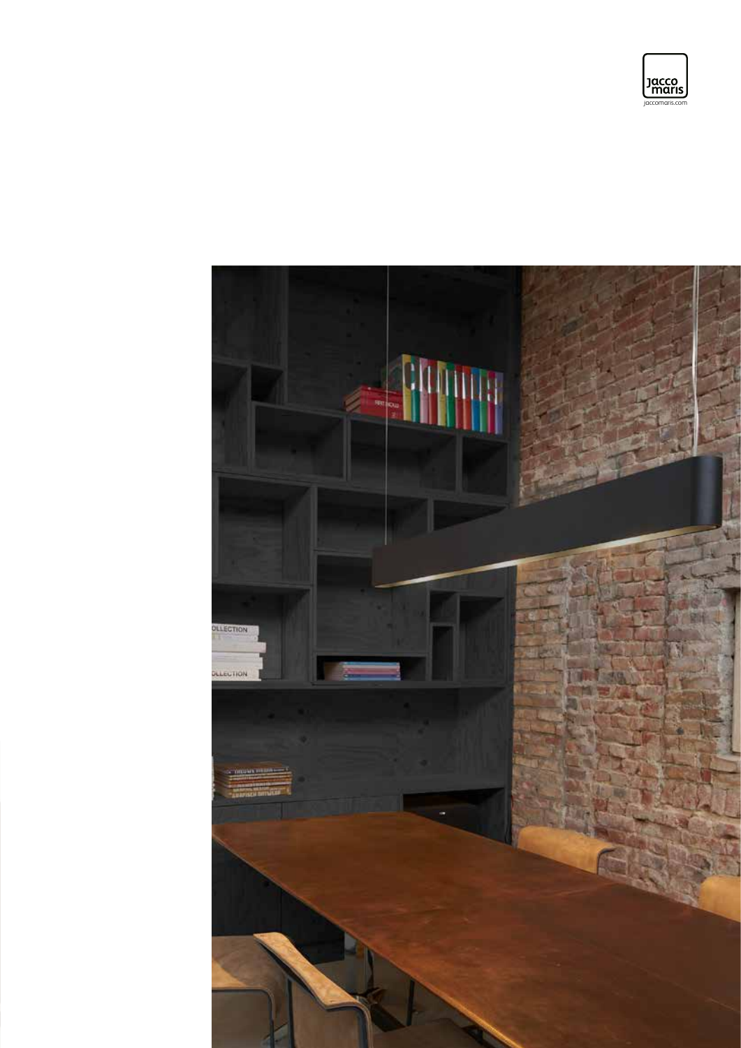jacco maris

jaccomaris.com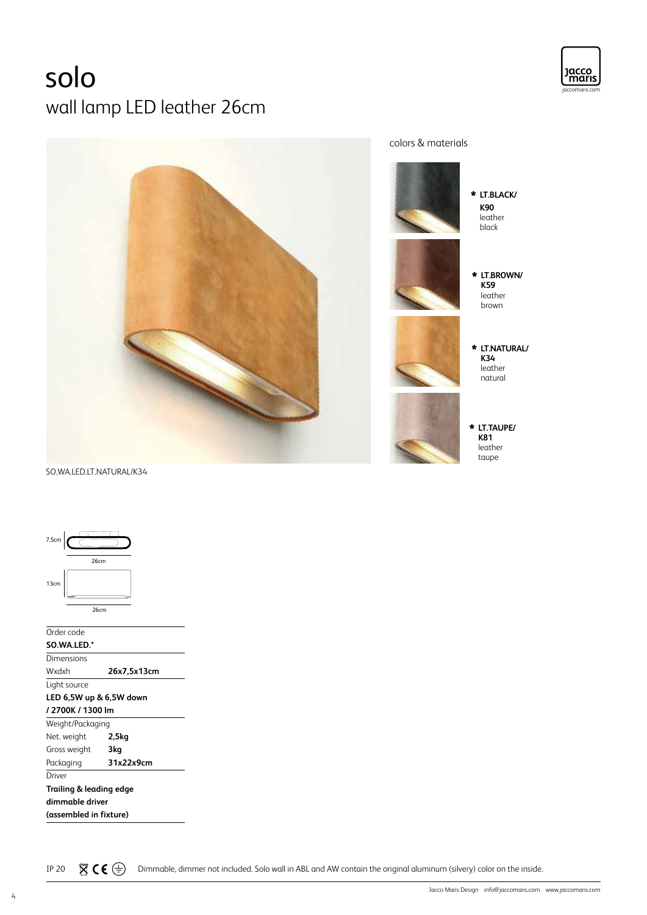# solo

## wall lamp LED leather 26cm

SO.WA.LED.LT.NATURAL/K34

colors & materials

* **LT.BLACK/ K90** leather black
* **LT.BROWN/ K59** leather brown
* **LT.NATURAL/ K34** leather natural
* **LT.TAUPE/ K81** leather taupe

7,5cm
26cm
13cm
26cm

| Order code | |
|---|---|
| **SO.WA.LED.*** | |
| Dimensions | |
| Wxdxh | **26x7,5x13cm** |
| Light source | |
| **LED 6,5W up & 6,5W down / 2700K / 1300 lm** | |
| Weight/Packaging | |
| Net. weight | **2,5kg** |
| Gross weight | **3kg** |
| Packaging | **31x22x9cm** |
| Driver | |
| **Trailing & leading edge dimmable driver (assembled in fixture)** | |

IP 20

Dimmable, dimmer not included. Solo wall in ABL and AW contain the original aluminum (silvery) color on the inside.

Jacco Maris Design info@jaccomaris.com www.jaccomaris.com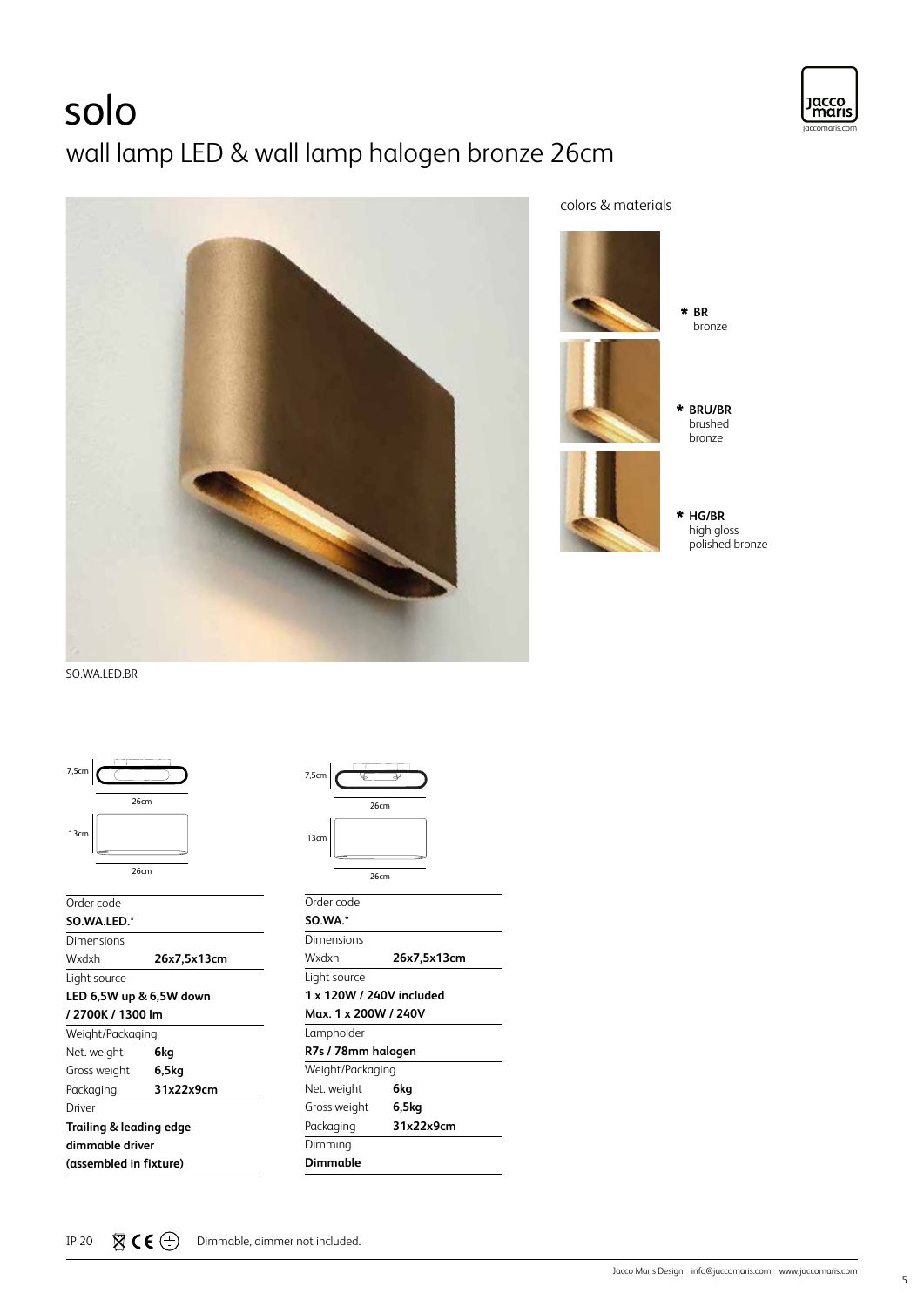# solo

## wall lamp LED & wall lamp halogen bronze 26cm

colors & materials

* **BR** bronze
* **BRU/BR** brushed bronze
* **HG/BR** high gloss polished bronze

SO.WA.LED.BR

7,5cm
26cm
13cm
26cm

| Order code | |
|---|---|
| **SO.WA.LED.*** | |
| Dimensions | |
| Wxdxh | **26x7,5x13cm** |
| Light source | |
| **LED 6,5W up & 6,5W down / 2700K / 1300 lm** | |
| Weight/Packaging | |
| Net. weight | **6kg** |
| Gross weight | **6,5kg** |
| Packaging | **31x22x9cm** |
| Driver | |
| **Trailing & leading edge dimmable driver (assembled in fixture)** | |

7,5cm
26cm
13cm
26cm

| Order code | |
|---|---|
| **SO.WA.*** | |
| Dimensions | |
| Wxdxh | **26x7,5x13cm** |
| Light source | |
| **1 x 120W / 240V included** | |
| **Max. 1 x 200W / 240V** | |
| Lampholder | |
| **R7s / 78mm halogen** | |
| Weight/Packaging | |
| Net. weight | **6kg** |
| Gross weight | **6,5kg** |
| Packaging | **31x22x9cm** |
| Dimming | |
| **Dimmable** | |

IP 20 Dimmable, dimmer not included.

Jacco Maris Design info@jaccomaris.com www.jaccomaris.com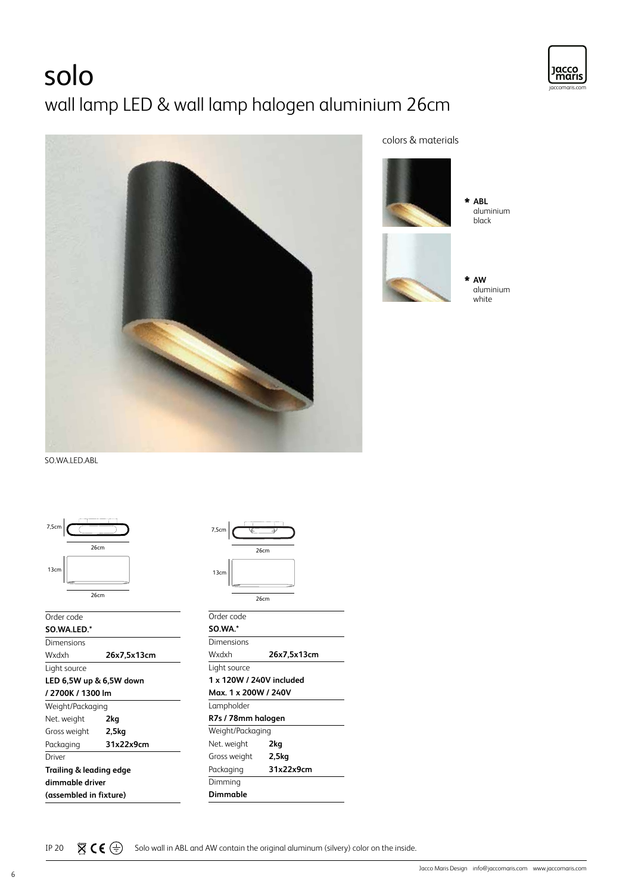# solo

## wall lamp LED & wall lamp halogen aluminium 26cm

SO.WA.LED.ABL

colors & materials

* **ABL** aluminium black
* **AW** aluminium white

7,5cm
26cm
13cm
26cm

| Order code | |
|---|---|
| **SO.WA.LED.*** | |
| Dimensions | |
| Wxdxh | **26x7,5x13cm** |
| Light source | |
| **LED 6,5W up & 6,5W down / 2700K / 1300 lm** | |
| Weight/Packaging | |
| Net. weight | **2kg** |
| Gross weight | **2,5kg** |
| Packaging | **31x22x9cm** |
| Driver | |
| **Trailing & leading edge dimmable driver (assembled in fixture)** | |

7,5cm
26cm
13cm
26cm

| Order code | |
|---|---|
| **SO.WA.*** | |
| Dimensions | |
| Wxdxh | **26x7,5x13cm** |
| Light source | |
| **1 x 120W / 240V included** | |
| **Max. 1 x 200W / 240V** | |
| Lampholder | |
| **R7s / 78mm halogen** | |
| Weight/Packaging | |
| Net. weight | **2kg** |
| Gross weight | **2,5kg** |
| Packaging | **31x22x9cm** |
| Dimming | |
| **Dimmable** | |

IP 20

Solo wall in ABL and AW contain the original aluminum (silvery) color on the inside.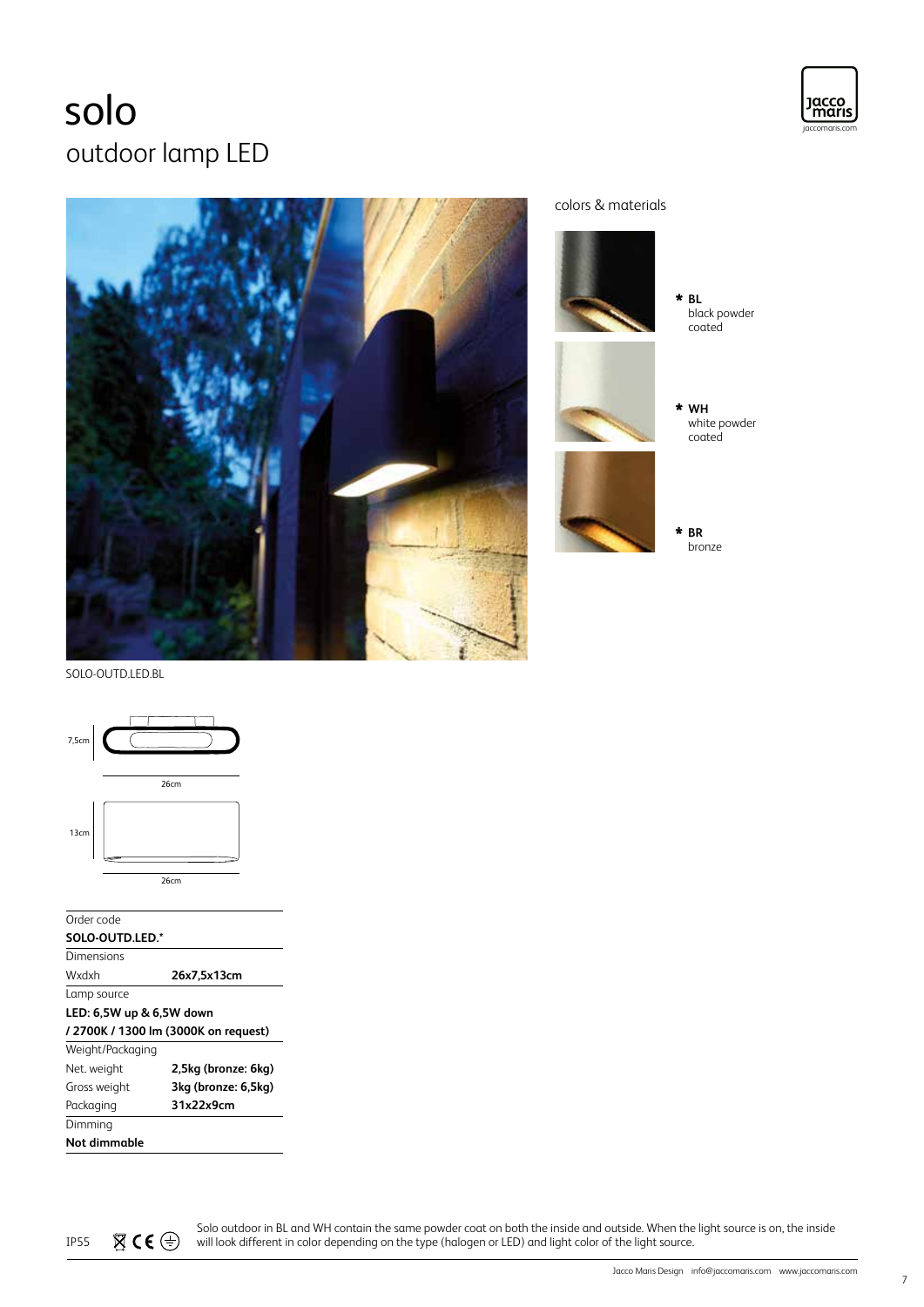# solo

## outdoor lamp LED

SOLO-OUTD.LED.BL

colors & materials

* **BL** black powder coated
* **WH** white powder coated
* **BR** bronze

7,5cm

26cm

13cm

26cm

| Order code | |
|---|---|
| **SOLO-OUTD.LED.*** | |
| Dimensions | |
| Wxdxh | **26x7,5x13cm** |
| Lamp source | |
| **LED: 6,5W up & 6,5W down / 2700K / 1300 lm (3000K on request)** | |
| Weight/Packaging | |
| Net. weight | **2,5kg (bronze: 6kg)** |
| Gross weight | **3kg (bronze: 6,5kg)** |
| Packaging | **31x22x9cm** |
| Dimming | |
| **Not dimmable** | |

IP55

Solo outdoor in BL and WH contain the same powder coat on both the inside and outside. When the light source is on, the inside will look different in color depending on the type (halogen or LED) and light color of the light source.

Jacco Maris Design info@jaccomaris.com www.jaccomaris.com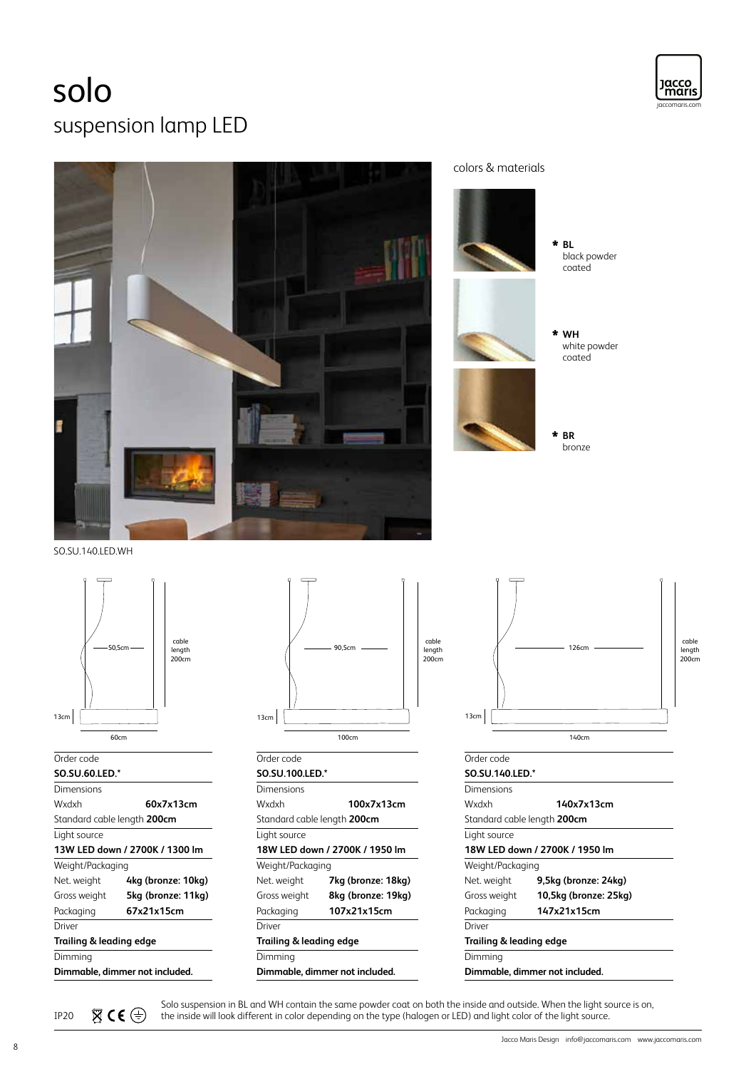# solo

## suspension lamp LED

SO.SU.140.LED.WH

### colors & materials

- * **BL** black powder coated
- * **WH** white powder coated
- * **BR** bronze

| Order code | |
|---|---|
| **SO.SU.60.LED.*** | |
| Dimensions | |
| Wxdxh | **60x7x13cm** |
| Standard cable length **200cm** | |
| Light source | |
| **13W LED down / 2700K / 1300 lm** | |
| Weight/Packaging | |
| Net. weight | **4kg (bronze: 10kg)** |
| Gross weight | **5kg (bronze: 11kg)** |
| Packaging | **67x21x15cm** |
| Driver | |
| **Trailing & leading edge** | |
| Dimming | |
| **Dimmable, dimmer not included.** | |

| Order code | |
|---|---|
| **SO.SU.100.LED.*** | |
| Dimensions | |
| Wxdxh | **100x7x13cm** |
| Standard cable length **200cm** | |
| Light source | |
| **18W LED down / 2700K / 1950 lm** | |
| Weight/Packaging | |
| Net. weight | **7kg (bronze: 18kg)** |
| Gross weight | **8kg (bronze: 19kg)** |
| Packaging | **107x21x15cm** |
| Driver | |
| **Trailing & leading edge** | |
| Dimming | |
| **Dimmable, dimmer not included.** | |

| Order code | |
|---|---|
| **SO.SU.140.LED.*** | |
| Dimensions | |
| Wxdxh | **140x7x13cm** |
| Standard cable length **200cm** | |
| Light source | |
| **18W LED down / 2700K / 1950 lm** | |
| Weight/Packaging | |
| Net. weight | **9,5kg (bronze: 24kg)** |
| Gross weight | **10,5kg (bronze: 25kg)** |
| Packaging | **147x21x15cm** |
| Driver | |
| **Trailing & leading edge** | |
| Dimming | |
| **Dimmable, dimmer not included.** | |

IP20

Solo suspension in BL and WH contain the same powder coat on both the inside and outside. When the light source is on, the inside will look different in color depending on the type (halogen or LED) and light color of the light source.

Jacco Maris Design info@jaccomaris.com www.jaccomaris.com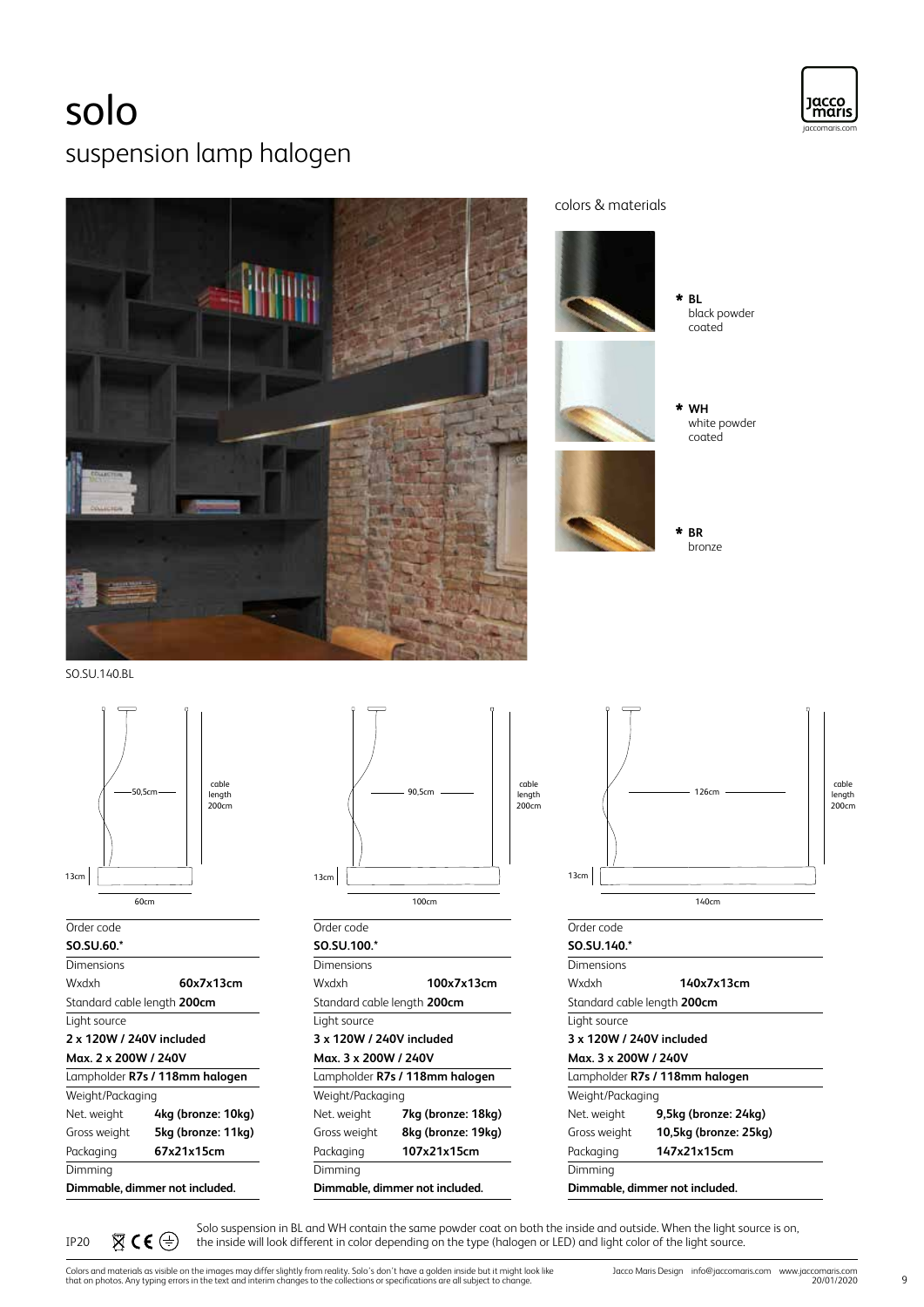# solo

## suspension lamp halogen

jacco maris
jaccomaris.com

colors & materials

* **BL** black powder coated
* **WH** white powder coated
* **BR** bronze

SO.SU.140.BL

50,5cm
cable length 200cm
13cm
60cm

90,5cm
cable length 200cm
13cm
100cm

126cm
cable length 200cm
13cm
140cm

| | | |
|---|---|---|
| Order code | Order code | Order code |
| **SO.SU.60.*** | **SO.SU.100.*** | **SO.SU.140.*** |
| Dimensions | Dimensions | Dimensions |
| Wxdxh **60x7x13cm** | Wxdxh **100x7x13cm** | Wxdxh **140x7x13cm** |
| Standard cable length **200cm** | Standard cable length **200cm** | Standard cable length **200cm** |
| Light source | Light source | Light source |
| **2 x 120W / 240V included** | **3 x 120W / 240V included** | **3 x 120W / 240V included** |
| **Max. 2 x 200W / 240V** | **Max. 3 x 200W / 240V** | **Max. 3 x 200W / 240V** |
| Lampholder **R7s / 118mm halogen** | Lampholder **R7s / 118mm halogen** | Lampholder **R7s / 118mm halogen** |
| Weight/Packaging | Weight/Packaging | Weight/Packaging |
| Net. weight **4kg (bronze: 10kg)** | Net. weight **7kg (bronze: 18kg)** | Net. weight **9,5kg (bronze: 24kg)** |
| Gross weight **5kg (bronze: 11kg)** | Gross weight **8kg (bronze: 19kg)** | Gross weight **10,5kg (bronze: 25kg)** |
| Packaging **67x21x15cm** | Packaging **107x21x15cm** | Packaging **147x21x15cm** |
| Dimming | Dimming | Dimming |
| **Dimmable, dimmer not included.** | **Dimmable, dimmer not included.** | **Dimmable, dimmer not included.** |

IP20

Solo suspension in BL and WH contain the same powder coat on both the inside and outside. When the light source is on, the inside will look different in color depending on the type (halogen or LED) and light color of the light source.

Colors and materials as visible on the images may differ slightly from reality. Solo's don't have a golden inside but it might look like that on photos. Any typing errors in the text and interim changes to the collections or specifications are all subject to change.

Jacco Maris Design info@jaccomaris.com www.jaccomaris.com 20/01/2020